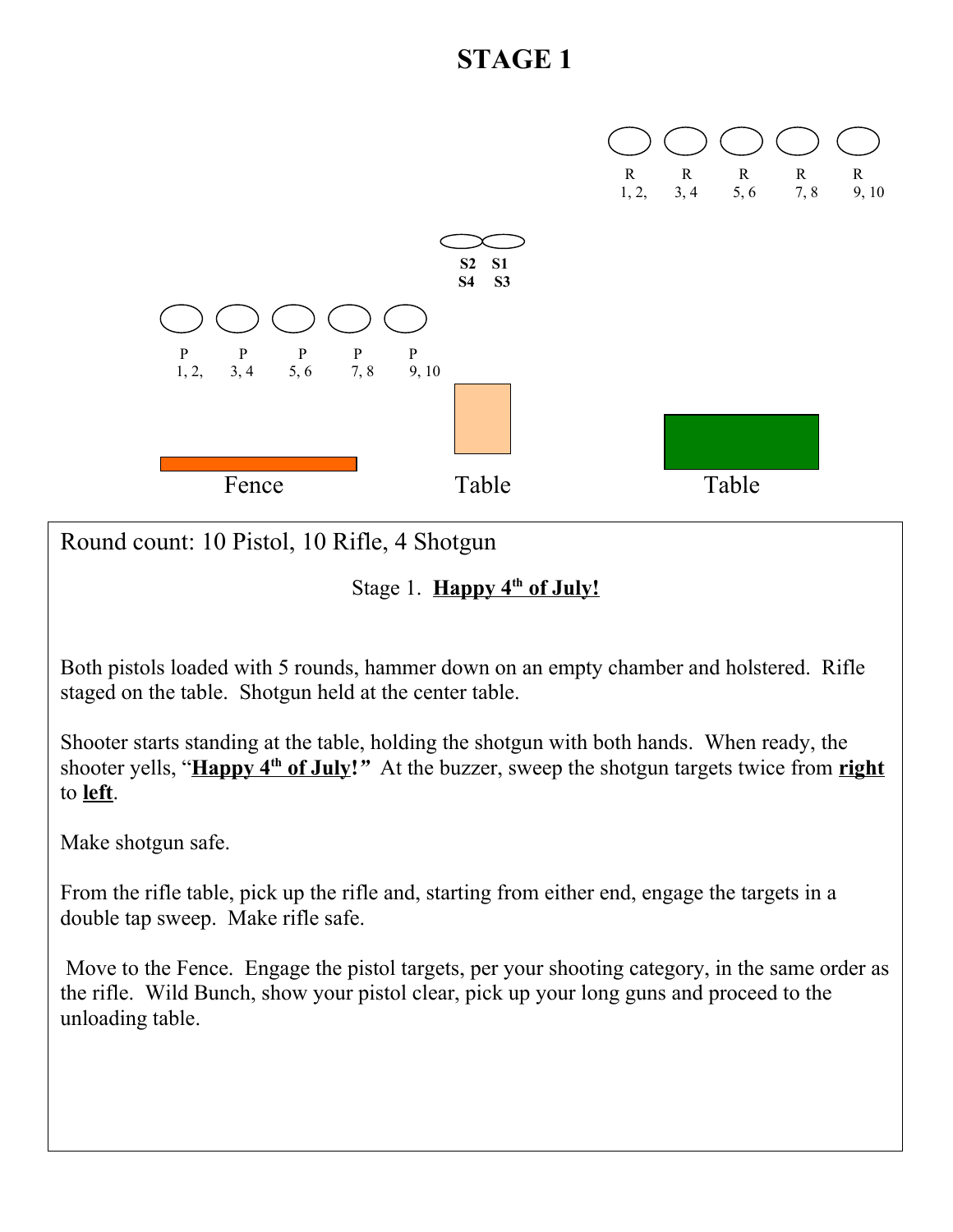# STAGE 1

R 1, 2, R 3, 4 R 5, 6 R 7, 8 R 9, 10

S2 S1
S4 S3

P 1, 2, P 3, 4 P 5, 6 P 7, 8 P 9, 10

Fence Table Table

Round count: 10 Pistol, 10 Rifle, 4 Shotgun

Stage 1. **Happy 4th of July!**

Both pistols loaded with 5 rounds, hammer down on an empty chamber and holstered. Rifle staged on the table. Shotgun held at the center table.

Shooter starts standing at the table, holding the shotgun with both hands. When ready, the shooter yells, "**Happy 4th of July!**" At the buzzer, sweep the shotgun targets twice from **right** to **left**.

Make shotgun safe.

From the rifle table, pick up the rifle and, starting from either end, engage the targets in a double tap sweep. Make rifle safe.

Move to the Fence. Engage the pistol targets, per your shooting category, in the same order as the rifle. Wild Bunch, show your pistol clear, pick up your long guns and proceed to the unloading table.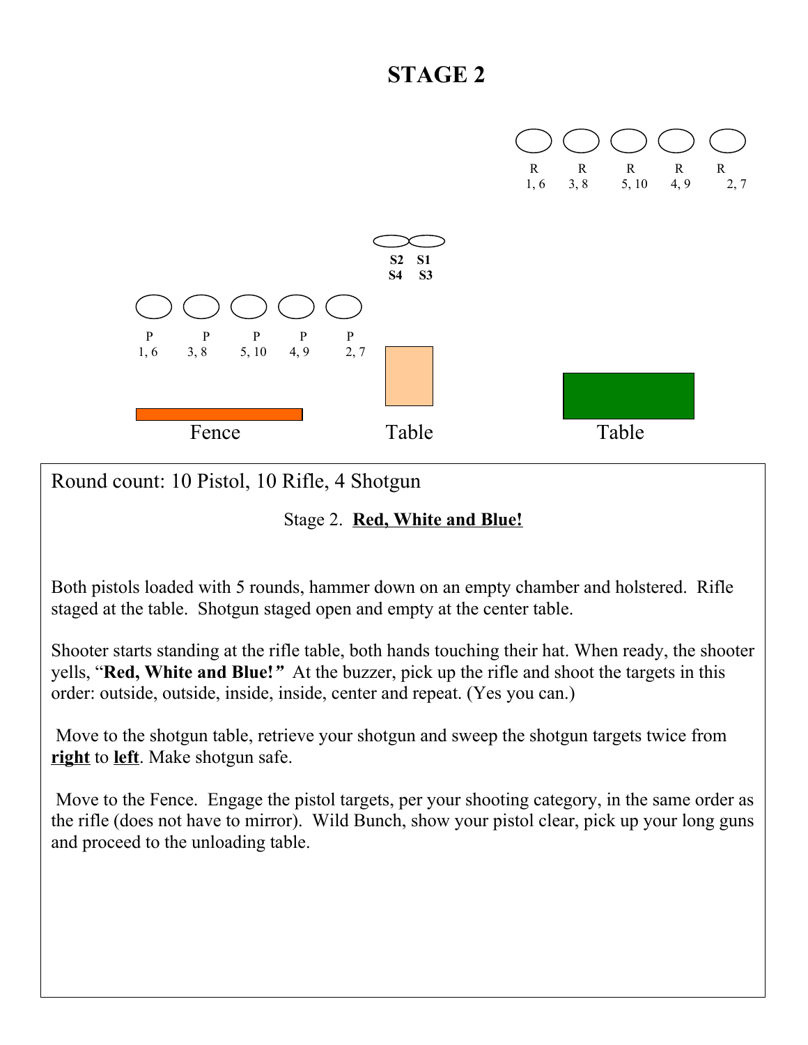# STAGE 2

R 1, 6 &nbsp;&nbsp; R 3, 8 &nbsp;&nbsp; R 5, 10 &nbsp;&nbsp; R 4, 9 &nbsp;&nbsp; R 2, 7

S2 S1
S4 S3

P 1, 6 &nbsp;&nbsp; P 3, 8 &nbsp;&nbsp; P 5, 10 &nbsp;&nbsp; P 4, 9 &nbsp;&nbsp; P 2, 7

Fence &nbsp;&nbsp; Table &nbsp;&nbsp; Table

Round count: 10 Pistol, 10 Rifle, 4 Shotgun

Stage 2. **Red, White and Blue!**

Both pistols loaded with 5 rounds, hammer down on an empty chamber and holstered. Rifle staged at the table. Shotgun staged open and empty at the center table.

Shooter starts standing at the rifle table, both hands touching their hat. When ready, the shooter yells, "**Red, White and Blue!**" At the buzzer, pick up the rifle and shoot the targets in this order: outside, outside, inside, inside, center and repeat. (Yes you can.)

Move to the shotgun table, retrieve your shotgun and sweep the shotgun targets twice from **right** to **left**. Make shotgun safe.

Move to the Fence. Engage the pistol targets, per your shooting category, in the same order as the rifle (does not have to mirror). Wild Bunch, show your pistol clear, pick up your long guns and proceed to the unloading table.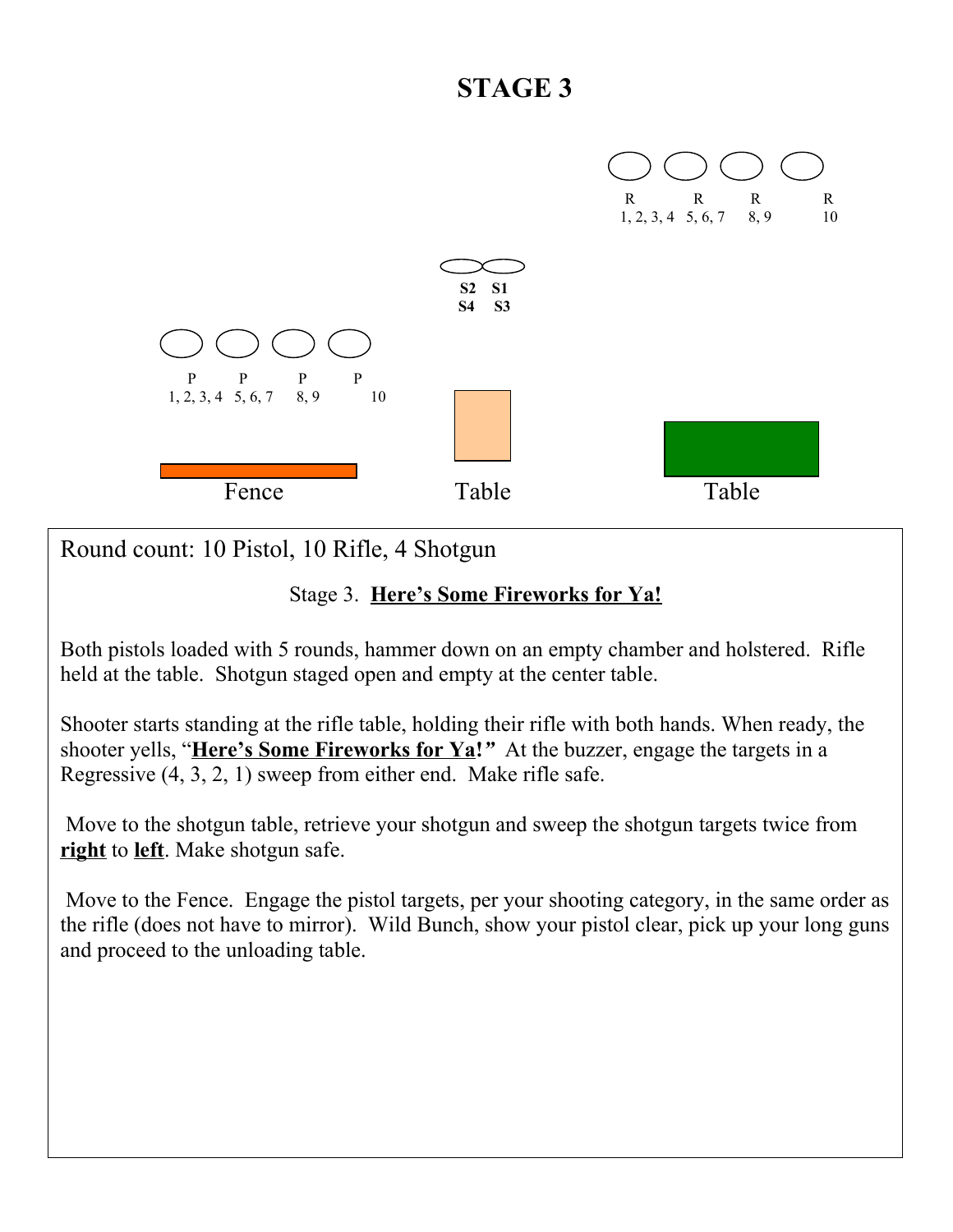# STAGE 3

R 1, 2, 3, 4 — R 5, 6, 7 — R 8, 9 — R 10

S2 S1
S4 S3

P 1, 2, 3, 4 — P 5, 6, 7 — P 8, 9 — P 10

Fence — Table — Table

Round count: 10 Pistol, 10 Rifle, 4 Shotgun

Stage 3. **Here's Some Fireworks for Ya!**

Both pistols loaded with 5 rounds, hammer down on an empty chamber and holstered. Rifle held at the table. Shotgun staged open and empty at the center table.

Shooter starts standing at the rifle table, holding their rifle with both hands. When ready, the shooter yells, "**Here's Some Fireworks for Ya!**" At the buzzer, engage the targets in a Regressive (4, 3, 2, 1) sweep from either end. Make rifle safe.

Move to the shotgun table, retrieve your shotgun and sweep the shotgun targets twice from **right** to **left**. Make shotgun safe.

Move to the Fence. Engage the pistol targets, per your shooting category, in the same order as the rifle (does not have to mirror). Wild Bunch, show your pistol clear, pick up your long guns and proceed to the unloading table.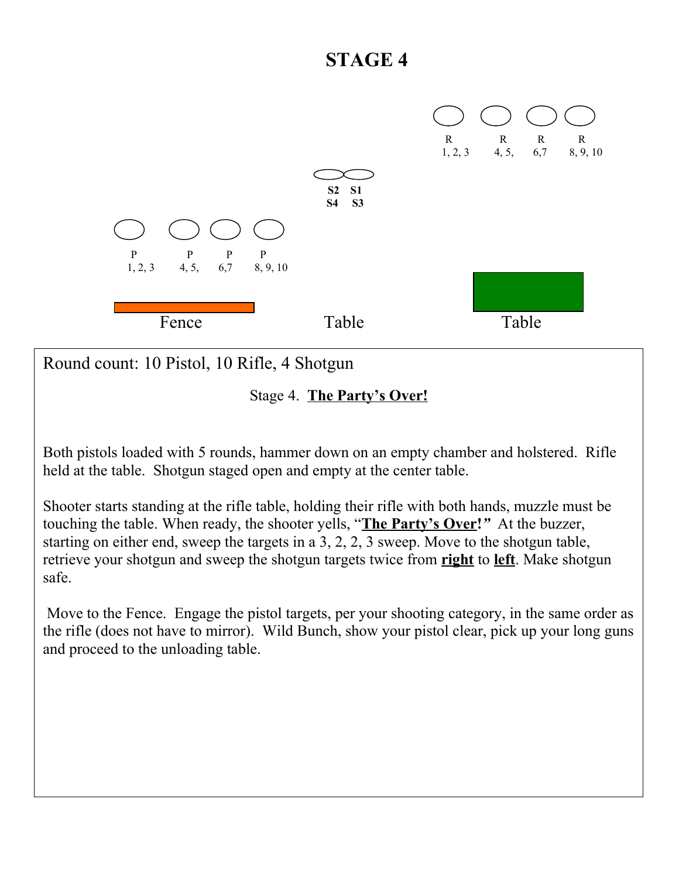# STAGE 4

R R R R
1, 2, 3 4, 5, 6,7 8, 9, 10

S2 S1
S4 S3

P P P P
1, 2, 3 4, 5, 6,7 8, 9, 10

Fence Table Table

Round count: 10 Pistol, 10 Rifle, 4 Shotgun

Stage 4. **The Party's Over!**

Both pistols loaded with 5 rounds, hammer down on an empty chamber and holstered. Rifle held at the table. Shotgun staged open and empty at the center table.

Shooter starts standing at the rifle table, holding their rifle with both hands, muzzle must be touching the table. When ready, the shooter yells, "**The Party's Over!**" At the buzzer, starting on either end, sweep the targets in a 3, 2, 2, 3 sweep. Move to the shotgun table, retrieve your shotgun and sweep the shotgun targets twice from **right** to **left**. Make shotgun safe.

Move to the Fence. Engage the pistol targets, per your shooting category, in the same order as the rifle (does not have to mirror). Wild Bunch, show your pistol clear, pick up your long guns and proceed to the unloading table.